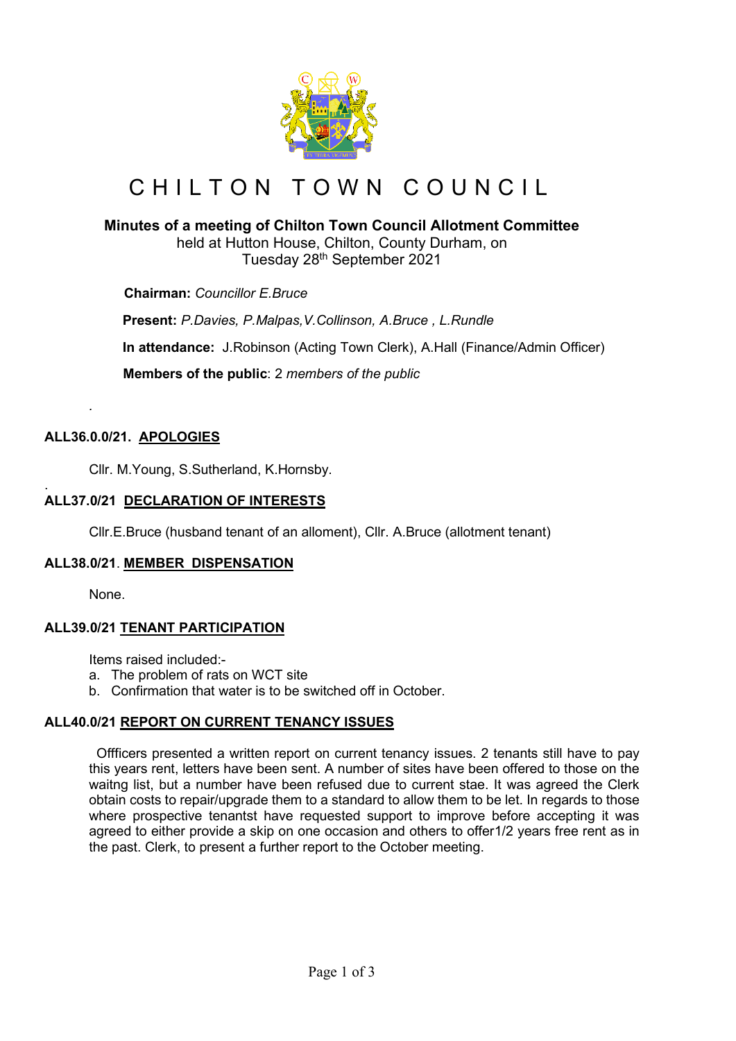# CHILTON TOWN COUNCIL

**Minutes of a meeting of Chilton Town Council Allotment Committee**
held at Hutton House, Chilton, County Durham, on
Tuesday 28th September 2021

**Chairman:** *Councillor E.Bruce*

**Present:** *P.Davies, P.Malpas,V.Collinson, A.Bruce , L.Rundle*

**In attendance:** J.Robinson (Acting Town Clerk), A.Hall (Finance/Admin Officer)

**Members of the public**: 2 *members of the public*

.

**ALL36.0.0/21. APOLOGIES**

Cllr. M.Young, S.Sutherland, K.Hornsby.

.

**ALL37.0/21 DECLARATION OF INTERESTS**

Cllr.E.Bruce (husband tenant of an alloment), Cllr. A.Bruce (allotment tenant)

**ALL38.0/21. MEMBER DISPENSATION**

None.

**ALL39.0/21 TENANT PARTICIPATION**

Items raised included:-

a. The problem of rats on WCT site
b. Confirmation that water is to be switched off in October.

**ALL40.0/21 REPORT ON CURRENT TENANCY ISSUES**

Offficers presented a written report on current tenancy issues. 2 tenants still have to pay this years rent, letters have been sent. A number of sites have been offered to those on the waitng list, but a number have been refused due to current stae. It was agreed the Clerk obtain costs to repair/upgrade them to a standard to allow them to be let. In regards to those where prospective tenantst have requested support to improve before accepting it was agreed to either provide a skip on one occasion and others to offer1/2 years free rent as in the past. Clerk, to present a further report to the October meeting.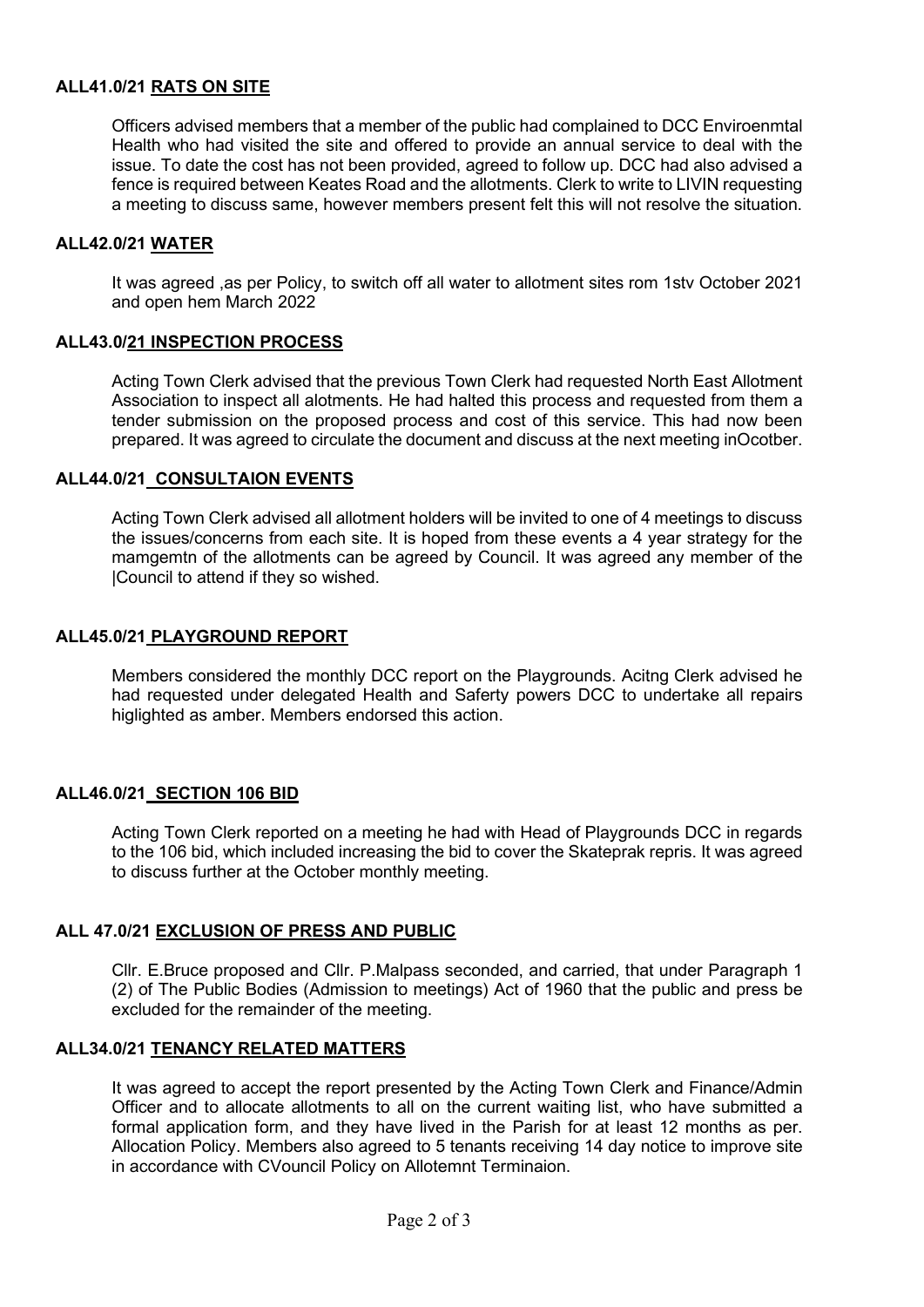**ALL41.0/21 <u>RATS ON SITE</u>**

Officers advised members that a member of the public had complained to DCC Enviroenmtal Health who had visited the site and offered to provide an annual service to deal with the issue. To date the cost has not been provided, agreed to follow up. DCC had also advised a fence is required between Keates Road and the allotments. Clerk to write to LIVIN requesting a meeting to discuss same, however members present felt this will not resolve the situation.

**ALL42.0/21 <u>WATER</u>**

It was agreed ,as per Policy, to switch off all water to allotment sites rom 1stv October 2021 and open hem March 2022

**ALL43.0/<u>21 INSPECTION PROCESS</u>**

Acting Town Clerk advised that the previous Town Clerk had requested North East Allotment Association to inspect all alotments. He had halted this process and requested from them a tender submission on the proposed process and cost of this service. This had now been prepared. It was agreed to circulate the document and discuss at the next meeting inOcotber.

**ALL44.0/21<u> CONSULTAION EVENTS</u>**

Acting Town Clerk advised all allotment holders will be invited to one of 4 meetings to discuss the issues/concerns from each site. It is hoped from these events a 4 year strategy for the mamgemtn of the allotments can be agreed by Council. It was agreed any member of the |Council to attend if they so wished.

**ALL45.0/21<u> PLAYGROUND REPORT</u>**

Members considered the monthly DCC report on the Playgrounds. Acitng Clerk advised he had requested under delegated Health and Safetry powers DCC to undertake all repairs higlighted as amber. Members endorsed this action.

**ALL46.0/21<u> SECTION 106 BID</u>**

Acting Town Clerk reported on a meeting he had with Head of Playgrounds DCC in regards to the 106 bid, which included increasing the bid to cover the Skateprak repris. It was agreed to discuss further at the October monthly meeting.

**ALL 47.0/21 <u>EXCLUSION OF PRESS AND PUBLIC</u>**

Cllr. E.Bruce proposed and Cllr. P.Malpass seconded, and carried, that under Paragraph 1 (2) of The Public Bodies (Admission to meetings) Act of 1960 that the public and press be excluded for the remainder of the meeting.

**ALL34.0/21 <u>TENANCY RELATED MATTERS</u>**

It was agreed to accept the report presented by the Acting Town Clerk and Finance/Admin Officer and to allocate allotments to all on the current waiting list, who have submitted a formal application form, and they have lived in the Parish for at least 12 months as per. Allocation Policy. Members also agreed to 5 tenants receiving 14 day notice to improve site in accordance with CVouncil Policy on Allotemnt Terminaion.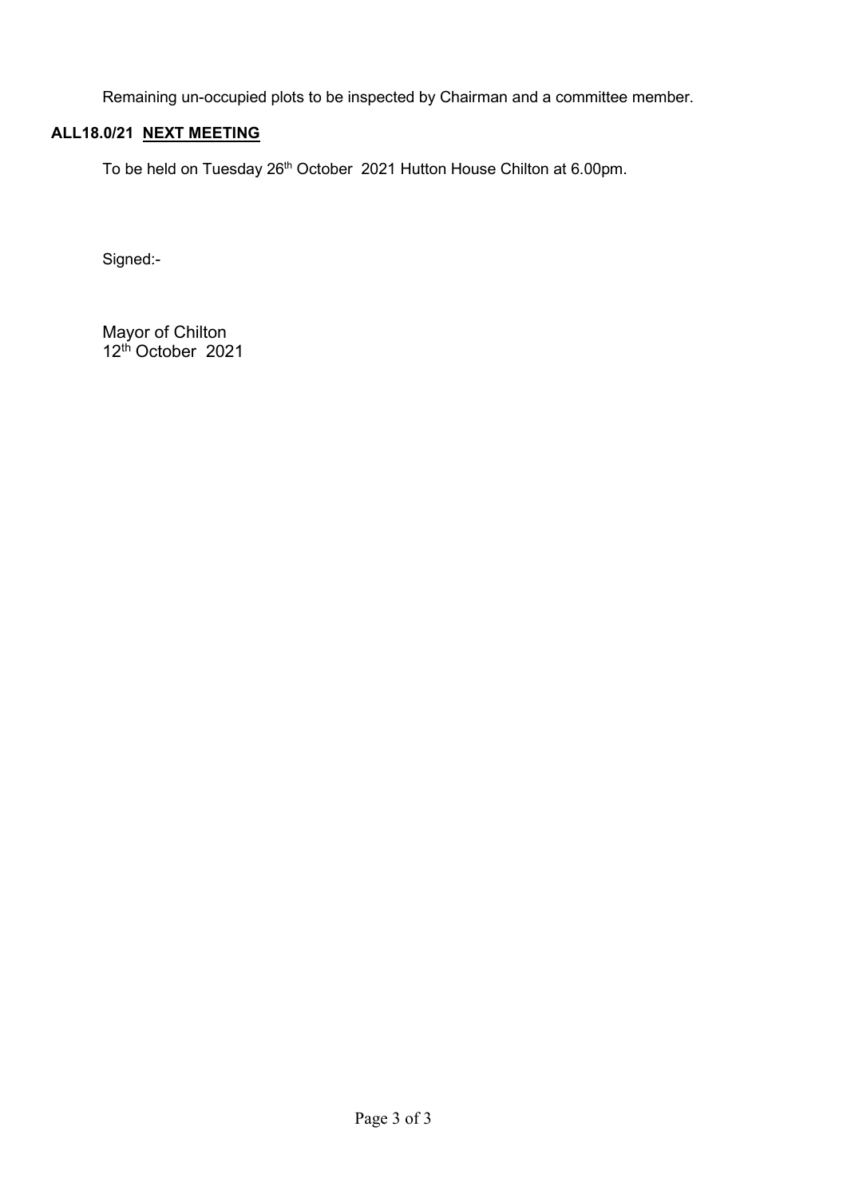Remaining un-occupied plots to be inspected by Chairman and a committee member.

**ALL18.0/21 NEXT MEETING**

To be held on Tuesday 26th October 2021 Hutton House Chilton at 6.00pm.

Signed:-

Mayor of Chilton
12th October 2021